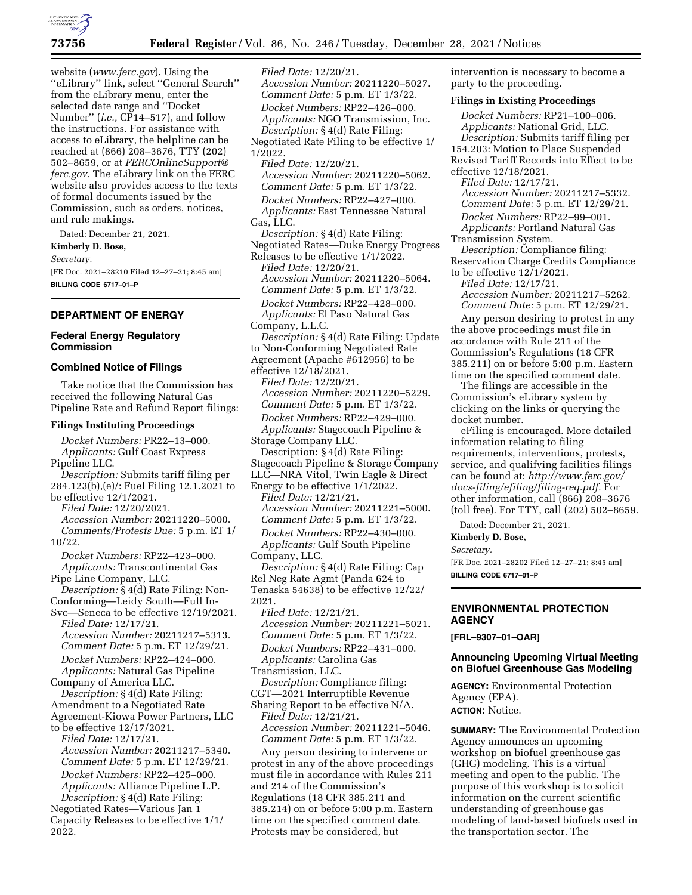website (*www.ferc.gov*). Using the ''eLibrary'' link, select ''General Search'' from the eLibrary menu, enter the selected date range and ''Docket Number'' (*i.e.,* CP14–517), and follow the instructions. For assistance with access to eLibrary, the helpline can be reached at (866) 208–3676, TTY (202) 502–8659, or at *FERCOnlineSupport@ferc.gov.* The eLibrary link on the FERC website also provides access to the texts of formal documents issued by the Commission, such as orders, notices, and rule makings.

Dated: December 21, 2021.

**Kimberly D. Bose,**

*Secretary.*

[FR Doc. 2021–28210 Filed 12–27–21; 8:45 am]

**BILLING CODE 6717–01–P**

## DEPARTMENT OF ENERGY

### Federal Energy Regulatory Commission

### Combined Notice of Filings

Take notice that the Commission has received the following Natural Gas Pipeline Rate and Refund Report filings:

#### Filings Instituting Proceedings

*Docket Numbers:* PR22–13–000.
*Applicants:* Gulf Coast Express Pipeline LLC.
*Description:* Submits tariff filing per 284.123(b),(e)/: Fuel Filing 12.1.2021 to be effective 12/1/2021.
*Filed Date:* 12/20/2021.
*Accession Number:* 20211220–5000.
*Comments/Protests Due:* 5 p.m. ET 1/10/22.

*Docket Numbers:* RP22–423–000.
*Applicants:* Transcontinental Gas Pipe Line Company, LLC.
*Description:* § 4(d) Rate Filing: Non-Conforming—Leidy South—Full In-Svc—Seneca to be effective 12/19/2021.
*Filed Date:* 12/17/21.
*Accession Number:* 20211217–5313.
*Comment Date:* 5 p.m. ET 12/29/21.

*Docket Numbers:* RP22–424–000.
*Applicants:* Natural Gas Pipeline Company of America LLC.
*Description:* § 4(d) Rate Filing: Amendment to a Negotiated Rate Agreement-Kiowa Power Partners, LLC to be effective 12/17/2021.
*Filed Date:* 12/17/21.
*Accession Number:* 20211217–5340.
*Comment Date:* 5 p.m. ET 12/29/21.

*Docket Numbers:* RP22–425–000.
*Applicants:* Alliance Pipeline L.P.
*Description:* § 4(d) Rate Filing: Negotiated Rates—Various Jan 1 Capacity Releases to be effective 1/1/2022.
*Filed Date:* 12/20/21.
*Accession Number:* 20211220–5027.
*Comment Date:* 5 p.m. ET 1/3/22.

*Docket Numbers:* RP22–426–000.
*Applicants:* NGO Transmission, Inc.
*Description:* § 4(d) Rate Filing: Negotiated Rate Filing to be effective 1/1/2022.
*Filed Date:* 12/20/21.
*Accession Number:* 20211220–5062.
*Comment Date:* 5 p.m. ET 1/3/22.

*Docket Numbers:* RP22–427–000.
*Applicants:* East Tennessee Natural Gas, LLC.
*Description:* § 4(d) Rate Filing: Negotiated Rates—Duke Energy Progress Releases to be effective 1/1/2022.
*Filed Date:* 12/20/21.
*Accession Number:* 20211220–5064.
*Comment Date:* 5 p.m. ET 1/3/22.

*Docket Numbers:* RP22–428–000.
*Applicants:* El Paso Natural Gas Company, L.L.C.
*Description:* § 4(d) Rate Filing: Update to Non-Conforming Negotiated Rate Agreement (Apache #612956) to be effective 12/18/2021.
*Filed Date:* 12/20/21.
*Accession Number:* 20211220–5229.
*Comment Date:* 5 p.m. ET 1/3/22.

*Docket Numbers:* RP22–429–000.
*Applicants:* Stagecoach Pipeline & Storage Company LLC.
Description: § 4(d) Rate Filing: Stagecoach Pipeline & Storage Company LLC—NRA Vitol, Twin Eagle & Direct Energy to be effective 1/1/2022.
*Filed Date:* 12/21/21.
*Accession Number:* 20211221–5000.
*Comment Date:* 5 p.m. ET 1/3/22.

*Docket Numbers:* RP22–430–000.
*Applicants:* Gulf South Pipeline Company, LLC.
*Description:* § 4(d) Rate Filing: Cap Rel Neg Rate Agmt (Panda 624 to Tenaska 54638) to be effective 12/22/2021.
*Filed Date:* 12/21/21.
*Accession Number:* 20211221–5021.
*Comment Date:* 5 p.m. ET 1/3/22.

*Docket Numbers:* RP22–431–000.
*Applicants:* Carolina Gas Transmission, LLC.
*Description:* Compliance filing: CGT—2021 Interruptible Revenue Sharing Report to be effective N/A.
*Filed Date:* 12/21/21.
*Accession Number:* 20211221–5046.
*Comment Date:* 5 p.m. ET 1/3/22.

Any person desiring to intervene or protest in any of the above proceedings must file in accordance with Rules 211 and 214 of the Commission's Regulations (18 CFR 385.211 and 385.214) on or before 5:00 p.m. Eastern time on the specified comment date. Protests may be considered, but intervention is necessary to become a party to the proceeding.

#### Filings in Existing Proceedings

*Docket Numbers:* RP21–100–006.
*Applicants:* National Grid, LLC.
*Description:* Submits tariff filing per 154.203: Motion to Place Suspended Revised Tariff Records into Effect to be effective 12/18/2021.
*Filed Date:* 12/17/21.
*Accession Number:* 20211217–5332.
*Comment Date:* 5 p.m. ET 12/29/21.

*Docket Numbers:* RP22–99–001.
*Applicants:* Portland Natural Gas Transmission System.
*Description:* Compliance filing: Reservation Charge Credits Compliance to be effective 12/1/2021.
*Filed Date:* 12/17/21.
*Accession Number:* 20211217–5262.
*Comment Date:* 5 p.m. ET 12/29/21.

Any person desiring to protest in any the above proceedings must file in accordance with Rule 211 of the Commission's Regulations (18 CFR 385.211) on or before 5:00 p.m. Eastern time on the specified comment date.

The filings are accessible in the Commission's eLibrary system by clicking on the links or querying the docket number.

eFiling is encouraged. More detailed information relating to filing requirements, interventions, protests, service, and qualifying facilities filings can be found at: *http://www.ferc.gov/docs-filing/efiling/filing-req.pdf.* For other information, call (866) 208–3676 (toll free). For TTY, call (202) 502–8659.

Dated: December 21, 2021.

**Kimberly D. Bose,**

*Secretary.*

[FR Doc. 2021–28202 Filed 12–27–21; 8:45 am]

**BILLING CODE 6717–01–P**

## ENVIRONMENTAL PROTECTION AGENCY

**[FRL–9307–01–OAR]**

### Announcing Upcoming Virtual Meeting on Biofuel Greenhouse Gas Modeling

**AGENCY:** Environmental Protection Agency (EPA).

**ACTION:** Notice.

**SUMMARY:** The Environmental Protection Agency announces an upcoming workshop on biofuel greenhouse gas (GHG) modeling. This is a virtual meeting and open to the public. The purpose of this workshop is to solicit information on the current scientific understanding of greenhouse gas modeling of land-based biofuels used in the transportation sector. The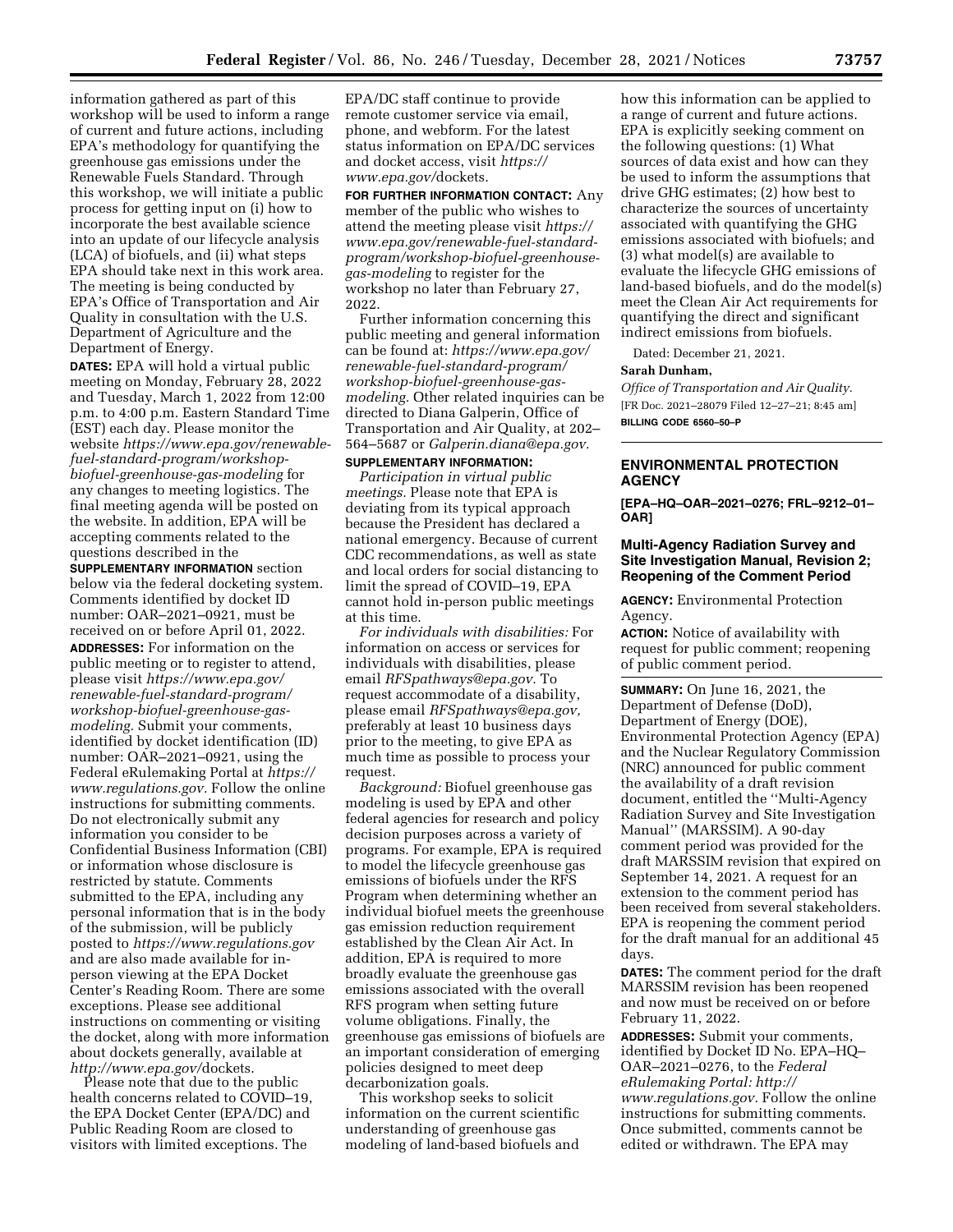information gathered as part of this workshop will be used to inform a range of current and future actions, including EPA's methodology for quantifying the greenhouse gas emissions under the Renewable Fuels Standard. Through this workshop, we will initiate a public process for getting input on (i) how to incorporate the best available science into an update of our lifecycle analysis (LCA) of biofuels, and (ii) what steps EPA should take next in this work area. The meeting is being conducted by EPA's Office of Transportation and Air Quality in consultation with the U.S. Department of Agriculture and the Department of Energy.

**DATES:** EPA will hold a virtual public meeting on Monday, February 28, 2022 and Tuesday, March 1, 2022 from 12:00 p.m. to 4:00 p.m. Eastern Standard Time (EST) each day. Please monitor the website *https://www.epa.gov/renewable-fuel-standard-program/workshop-biofuel-greenhouse-gas-modeling* for any changes to meeting logistics. The final meeting agenda will be posted on the website. In addition, EPA will be accepting comments related to the questions described in the **SUPPLEMENTARY INFORMATION** section below via the federal docketing system. Comments identified by docket ID number: OAR–2021–0921, must be received on or before April 01, 2022.

**ADDRESSES:** For information on the public meeting or to register to attend, please visit *https://www.epa.gov/renewable-fuel-standard-program/workshop-biofuel-greenhouse-gas-modeling.* Submit your comments, identified by docket identification (ID) number: OAR–2021–0921, using the Federal eRulemaking Portal at *https://www.regulations.gov.* Follow the online instructions for submitting comments. Do not electronically submit any information you consider to be Confidential Business Information (CBI) or information whose disclosure is restricted by statute. Comments submitted to the EPA, including any personal information that is in the body of the submission, will be publicly posted to *https://www.regulations.gov* and are also made available for in-person viewing at the EPA Docket Center's Reading Room. There are some exceptions. Please see additional instructions on commenting or visiting the docket, along with more information about dockets generally, available at *http://www.epa.gov/*dockets.

Please note that due to the public health concerns related to COVID–19, the EPA Docket Center (EPA/DC) and Public Reading Room are closed to visitors with limited exceptions. The EPA/DC staff continue to provide remote customer service via email, phone, and webform. For the latest status information on EPA/DC services and docket access, visit *https://www.epa.gov/*dockets.

**FOR FURTHER INFORMATION CONTACT:** Any member of the public who wishes to attend the meeting please visit *https://www.epa.gov/renewable-fuel-standard-program/workshop-biofuel-greenhouse-gas-modeling* to register for the workshop no later than February 27, 2022.

Further information concerning this public meeting and general information can be found at: *https://www.epa.gov/renewable-fuel-standard-program/workshop-biofuel-greenhouse-gas-modeling.* Other related inquiries can be directed to Diana Galperin, Office of Transportation and Air Quality, at 202–564–5687 or *Galperin.diana@epa.gov.*

**SUPPLEMENTARY INFORMATION:**

*Participation in virtual public meetings.* Please note that EPA is deviating from its typical approach because the President has declared a national emergency. Because of current CDC recommendations, as well as state and local orders for social distancing to limit the spread of COVID–19, EPA cannot hold in-person public meetings at this time.

*For individuals with disabilities:* For information on access or services for individuals with disabilities, please email *RFSpathways@epa.gov.* To request accommodate of a disability, please email *RFSpathways@epa.gov,* preferably at least 10 business days prior to the meeting, to give EPA as much time as possible to process your request.

*Background:* Biofuel greenhouse gas modeling is used by EPA and other federal agencies for research and policy decision purposes across a variety of programs. For example, EPA is required to model the lifecycle greenhouse gas emissions of biofuels under the RFS Program when determining whether an individual biofuel meets the greenhouse gas emission reduction requirement established by the Clean Air Act. In addition, EPA is required to more broadly evaluate the greenhouse gas emissions associated with the overall RFS program when setting future volume obligations. Finally, the greenhouse gas emissions of biofuels are an important consideration of emerging policies designed to meet deep decarbonization goals.

This workshop seeks to solicit information on the current scientific understanding of greenhouse gas modeling of land-based biofuels and how this information can be applied to a range of current and future actions. EPA is explicitly seeking comment on the following questions: (1) What sources of data exist and how can they be used to inform the assumptions that drive GHG estimates; (2) how best to characterize the sources of uncertainty associated with quantifying the GHG emissions associated with biofuels; and (3) what model(s) are available to evaluate the lifecycle GHG emissions of land-based biofuels, and do the model(s) meet the Clean Air Act requirements for quantifying the direct and significant indirect emissions from biofuels.

Dated: December 21, 2021.

**Sarah Dunham,**

*Office of Transportation and Air Quality.*

[FR Doc. 2021–28079 Filed 12–27–21; 8:45 am]

**BILLING CODE 6560–50–P**

---

## ENVIRONMENTAL PROTECTION AGENCY

**[EPA–HQ–OAR–2021–0276; FRL–9212–01–OAR]**

### Multi-Agency Radiation Survey and Site Investigation Manual, Revision 2; Reopening of the Comment Period

**AGENCY:** Environmental Protection Agency.

**ACTION:** Notice of availability with request for public comment; reopening of public comment period.

**SUMMARY:** On June 16, 2021, the Department of Defense (DoD), Department of Energy (DOE), Environmental Protection Agency (EPA) and the Nuclear Regulatory Commission (NRC) announced for public comment the availability of a draft revision document, entitled the ''Multi-Agency Radiation Survey and Site Investigation Manual'' (MARSSIM). A 90-day comment period was provided for the draft MARSSIM revision that expired on September 14, 2021. A request for an extension to the comment period has been received from several stakeholders. EPA is reopening the comment period for the draft manual for an additional 45 days.

**DATES:** The comment period for the draft MARSSIM revision has been reopened and now must be received on or before February 11, 2022.

**ADDRESSES:** Submit your comments, identified by Docket ID No. EPA–HQ–OAR–2021–0276, to the *Federal eRulemaking Portal: http://www.regulations.gov.* Follow the online instructions for submitting comments. Once submitted, comments cannot be edited or withdrawn. The EPA may